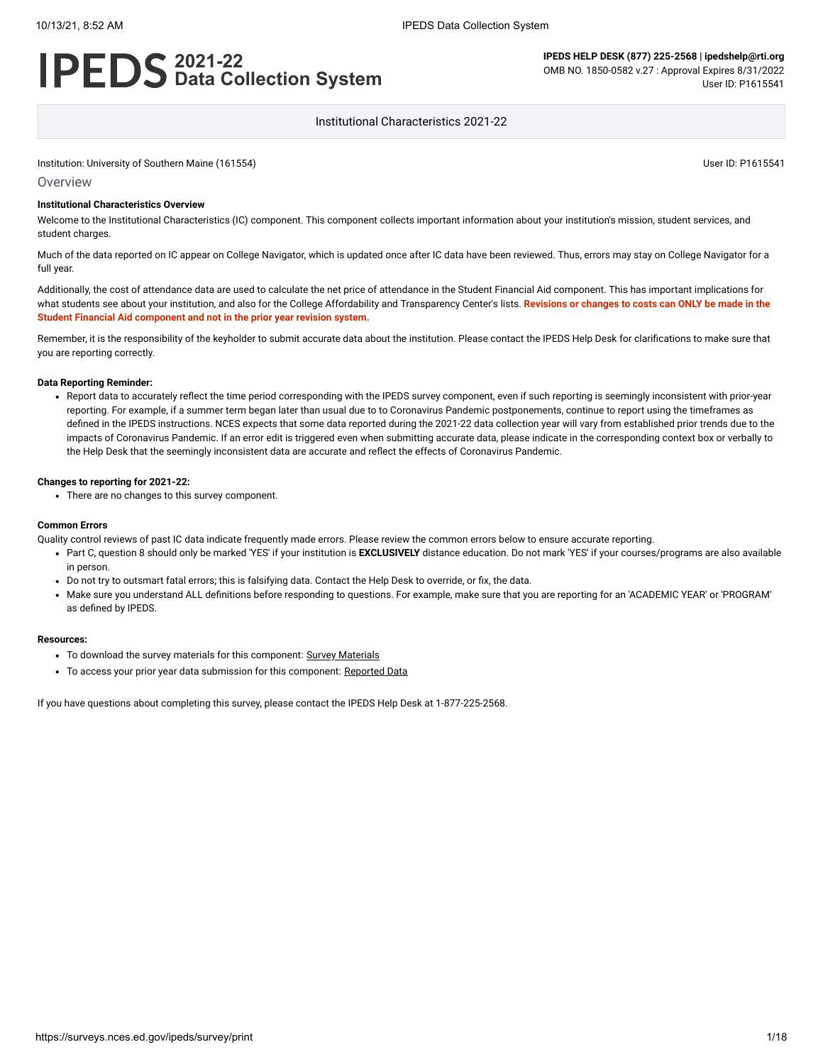# IPEDS 2021-22 Data Collection System

**IPEDS HELP DESK (877) 225-2568 | ipedshelp@rti.org**
OMB NO. 1850-0582 v.27 : Approval Expires 8/31/2022
User ID: P1615541

Institutional Characteristics 2021-22

Institution: University of Southern Maine (161554)

User ID: P1615541

## Overview

**Institutional Characteristics Overview**

Welcome to the Institutional Characteristics (IC) component. This component collects important information about your institution's mission, student services, and student charges.

Much of the data reported on IC appear on College Navigator, which is updated once after IC data have been reviewed. Thus, errors may stay on College Navigator for a full year.

Additionally, the cost of attendance data are used to calculate the net price of attendance in the Student Financial Aid component. This has important implications for what students see about your institution, and also for the College Affordability and Transparency Center's lists. **Revisions or changes to costs can ONLY be made in the Student Financial Aid component and not in the prior year revision system.**

Remember, it is the responsibility of the keyholder to submit accurate data about the institution. Please contact the IPEDS Help Desk for clarifications to make sure that you are reporting correctly.

**Data Reporting Reminder:**

- Report data to accurately reflect the time period corresponding with the IPEDS survey component, even if such reporting is seemingly inconsistent with prior-year reporting. For example, if a summer term began later than usual due to to Coronavirus Pandemic postponements, continue to report using the timeframes as defined in the IPEDS instructions. NCES expects that some data reported during the 2021-22 data collection year will vary from established prior trends due to the impacts of Coronavirus Pandemic. If an error edit is triggered even when submitting accurate data, please indicate in the corresponding context box or verbally to the Help Desk that the seemingly inconsistent data are accurate and reflect the effects of Coronavirus Pandemic.

**Changes to reporting for 2021-22:**

- There are no changes to this survey component.

**Common Errors**

Quality control reviews of past IC data indicate frequently made errors. Please review the common errors below to ensure accurate reporting.

- Part C, question 8 should only be marked 'YES' if your institution is **EXCLUSIVELY** distance education. Do not mark 'YES' if your courses/programs are also available in person.
- Do not try to outsmart fatal errors; this is falsifying data. Contact the Help Desk to override, or fix, the data.
- Make sure you understand ALL definitions before responding to questions. For example, make sure that you are reporting for an 'ACADEMIC YEAR' or 'PROGRAM' as defined by IPEDS.

**Resources:**

- To download the survey materials for this component: Survey Materials
- To access your prior year data submission for this component: Reported Data

If you have questions about completing this survey, please contact the IPEDS Help Desk at 1-877-225-2568.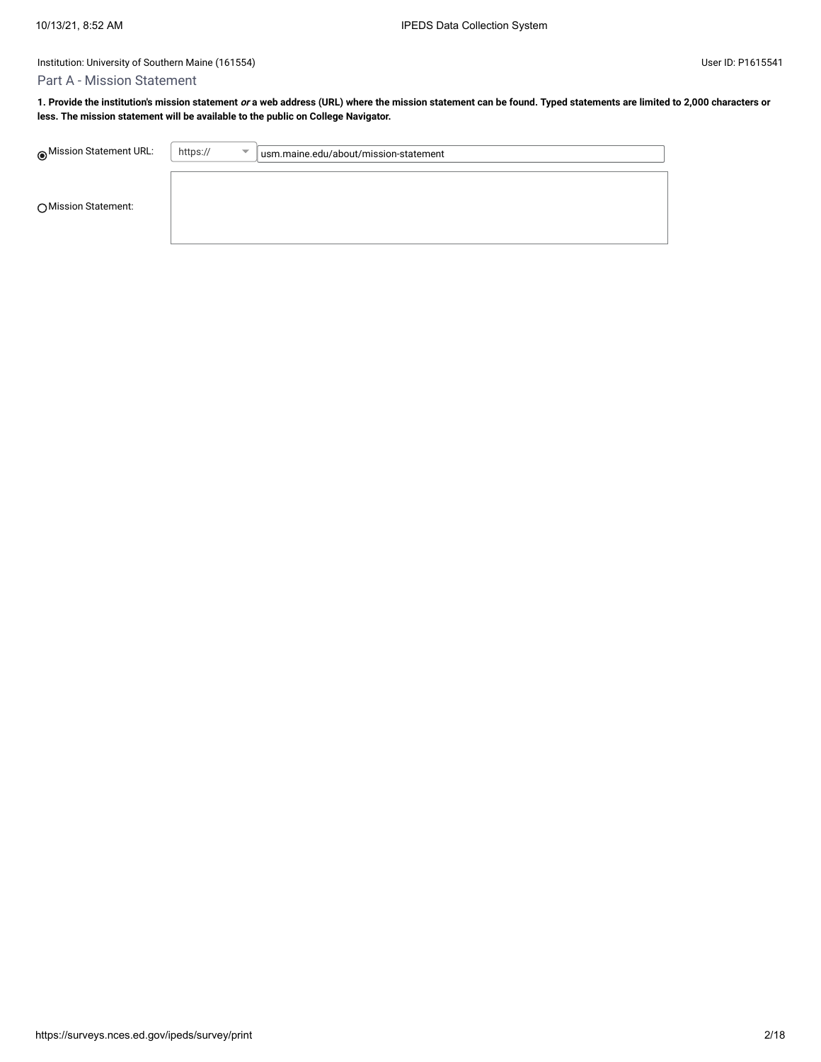Institution: University of Southern Maine (161554)

User ID: P1615541

## Part A - Mission Statement

**1. Provide the institution's mission statement *or* a web address (URL) where the mission statement can be found. Typed statements are limited to 2,000 characters or less. The mission statement will be available to the public on College Navigator.**

◉ Mission Statement URL: https:// usm.maine.edu/about/mission-statement

○ Mission Statement: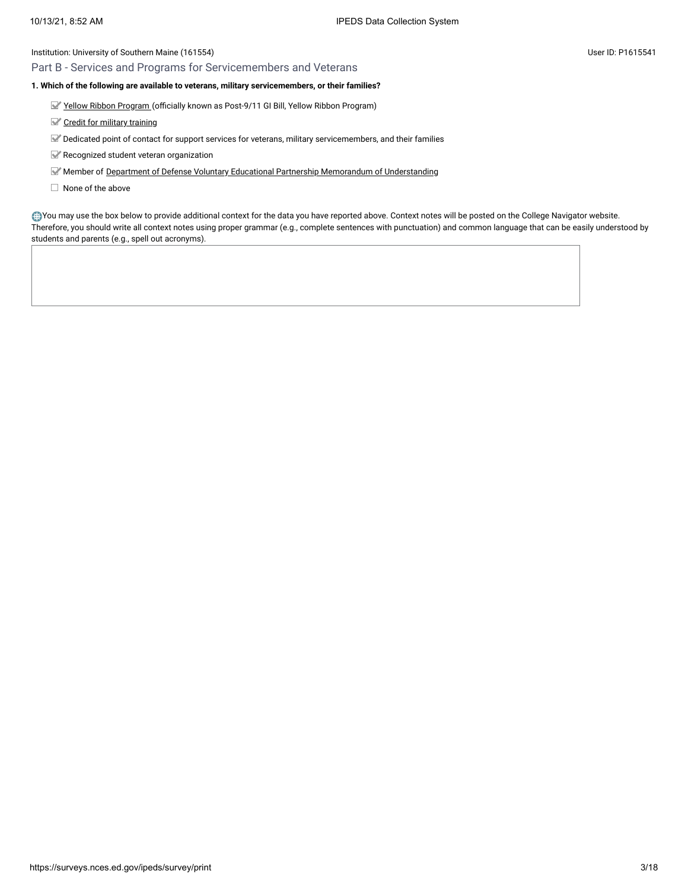Institution: University of Southern Maine (161554)

User ID: P1615541

## Part B - Services and Programs for Servicemembers and Veterans

**1. Which of the following are available to veterans, military servicemembers, or their families?**

- [x] Yellow Ribbon Program (officially known as Post-9/11 GI Bill, Yellow Ribbon Program)
- [x] Credit for military training
- [x] Dedicated point of contact for support services for veterans, military servicemembers, and their families
- [x] Recognized student veteran organization
- [x] Member of Department of Defense Voluntary Educational Partnership Memorandum of Understanding
- [ ] None of the above

You may use the box below to provide additional context for the data you have reported above. Context notes will be posted on the College Navigator website. Therefore, you should write all context notes using proper grammar (e.g., complete sentences with punctuation) and common language that can be easily understood by students and parents (e.g., spell out acronyms).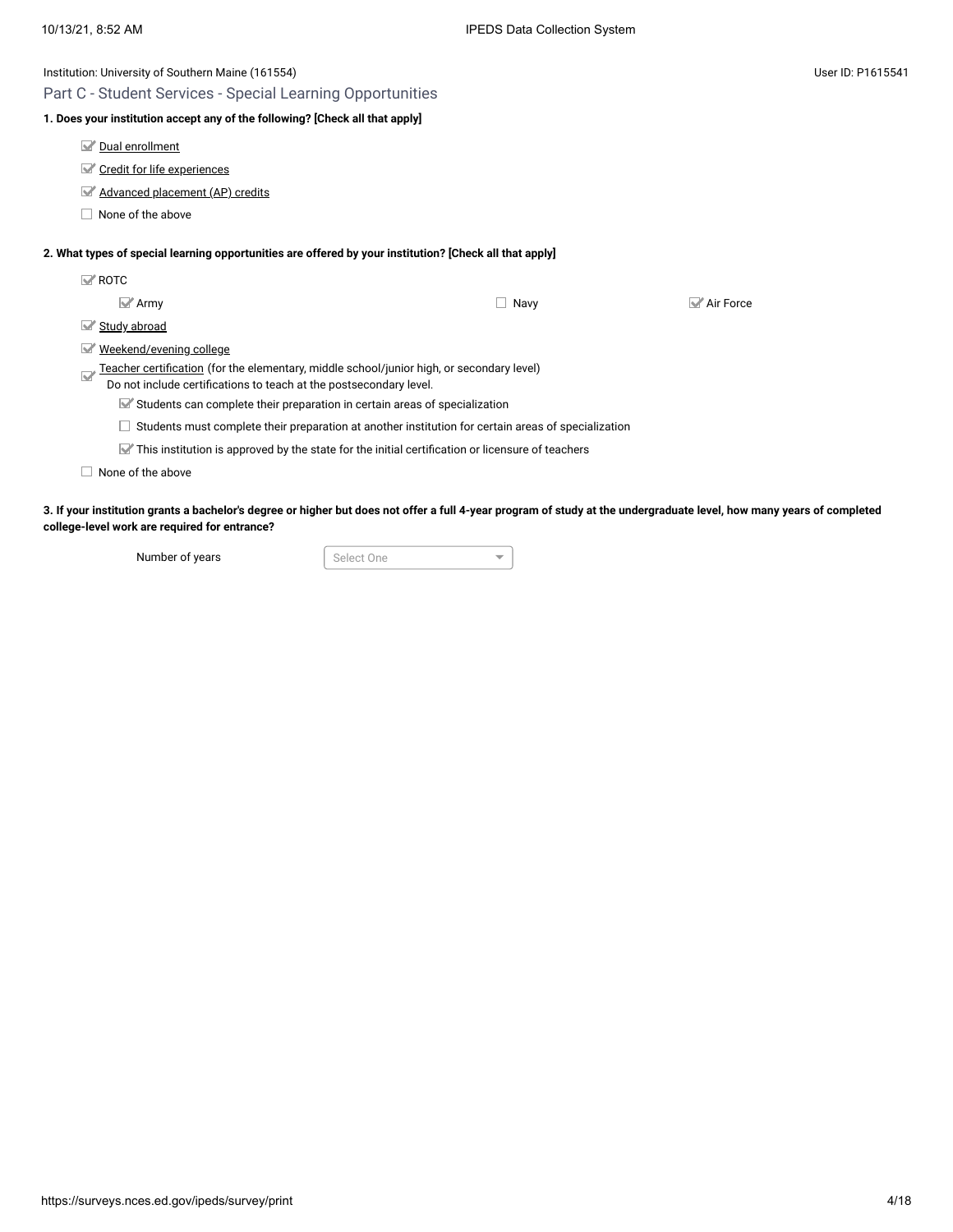Institution: University of Southern Maine (161554)

User ID: P1615541

## Part C - Student Services - Special Learning Opportunities

**1. Does your institution accept any of the following? [Check all that apply]**

- [x] Dual enrollment
- [x] Credit for life experiences
- [x] Advanced placement (AP) credits
- [ ] None of the above

**2. What types of special learning opportunities are offered by your institution? [Check all that apply]**

- [x] ROTC
  - [x] Army
  - [ ] Navy
  - [x] Air Force
- [x] Study abroad
- [x] Weekend/evening college
- [x] Teacher certification (for the elementary, middle school/junior high, or secondary level)
  Do not include certifications to teach at the postsecondary level.
  - [x] Students can complete their preparation in certain areas of specialization
  - [ ] Students must complete their preparation at another institution for certain areas of specialization
  - [x] This institution is approved by the state for the initial certification or licensure of teachers
- [ ] None of the above

**3. If your institution grants a bachelor's degree or higher but does not offer a full 4-year program of study at the undergraduate level, how many years of completed college-level work are required for entrance?**

Number of years: Select One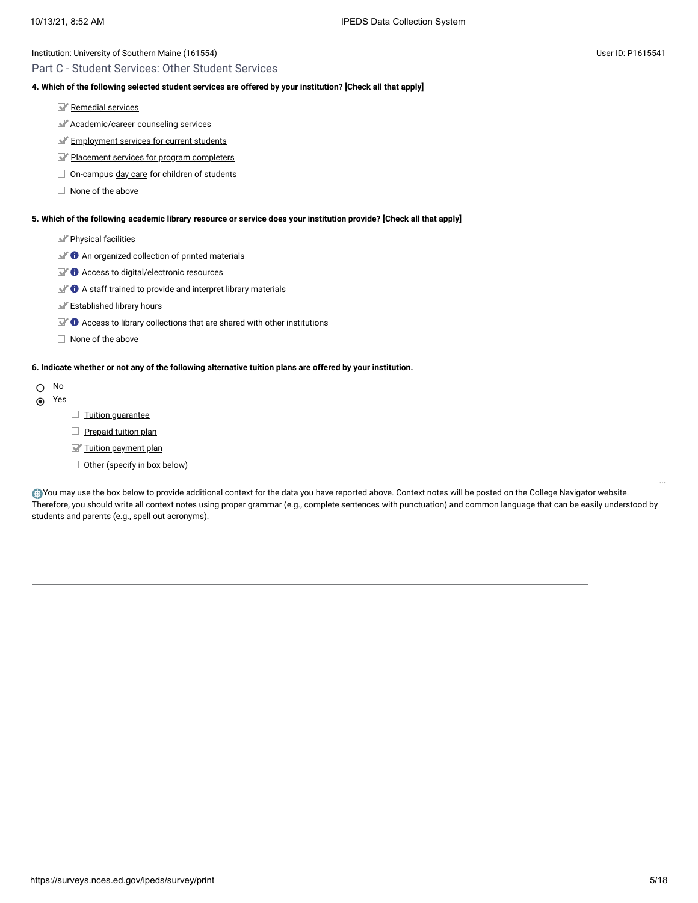Institution: University of Southern Maine (161554)

User ID: P1615541

## Part C - Student Services: Other Student Services

**4. Which of the following selected student services are offered by your institution? [Check all that apply]**

- [x] Remedial services
- [x] Academic/career counseling services
- [x] Employment services for current students
- [x] Placement services for program completers
- [ ] On-campus day care for children of students
- [ ] None of the above

**5. Which of the following academic library resource or service does your institution provide? [Check all that apply]**

- [x] Physical facilities
- [x] An organized collection of printed materials
- [x] Access to digital/electronic resources
- [x] A staff trained to provide and interpret library materials
- [x] Established library hours
- [x] Access to library collections that are shared with other institutions
- [ ] None of the above

**6. Indicate whether or not any of the following alternative tuition plans are offered by your institution.**

- ( ) No
- (•) Yes
  - [ ] Tuition guarantee
  - [ ] Prepaid tuition plan
  - [x] Tuition payment plan
  - [ ] Other (specify in box below)

You may use the box below to provide additional context for the data you have reported above. Context notes will be posted on the College Navigator website. Therefore, you should write all context notes using proper grammar (e.g., complete sentences with punctuation) and common language that can be easily understood by students and parents (e.g., spell out acronyms).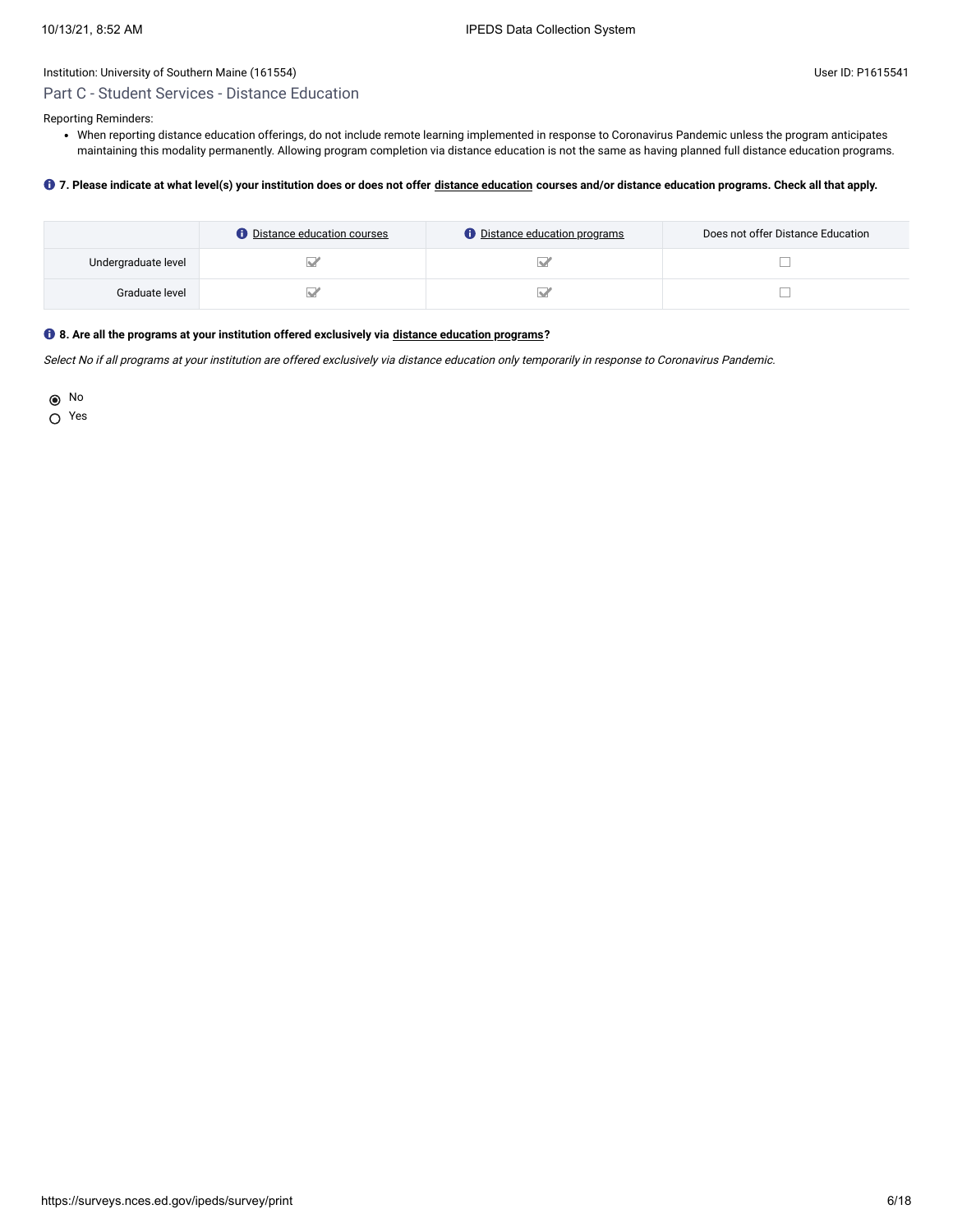Institution: University of Southern Maine (161554)

User ID: P1615541

## Part C - Student Services - Distance Education

Reporting Reminders:

- When reporting distance education offerings, do not include remote learning implemented in response to Coronavirus Pandemic unless the program anticipates maintaining this modality permanently. Allowing program completion via distance education is not the same as having planned full distance education programs.

**7. Please indicate at what level(s) your institution does or does not offer distance education courses and/or distance education programs. Check all that apply.**

| | Distance education courses | Distance education programs | Does not offer Distance Education |
|---|---|---|---|
| Undergraduate level | ☑ | ☑ | ☐ |
| Graduate level | ☑ | ☑ | ☐ |

**8. Are all the programs at your institution offered exclusively via distance education programs?**

*Select No if all programs at your institution are offered exclusively via distance education only temporarily in response to Coronavirus Pandemic.*

- (●) No
- ( ) Yes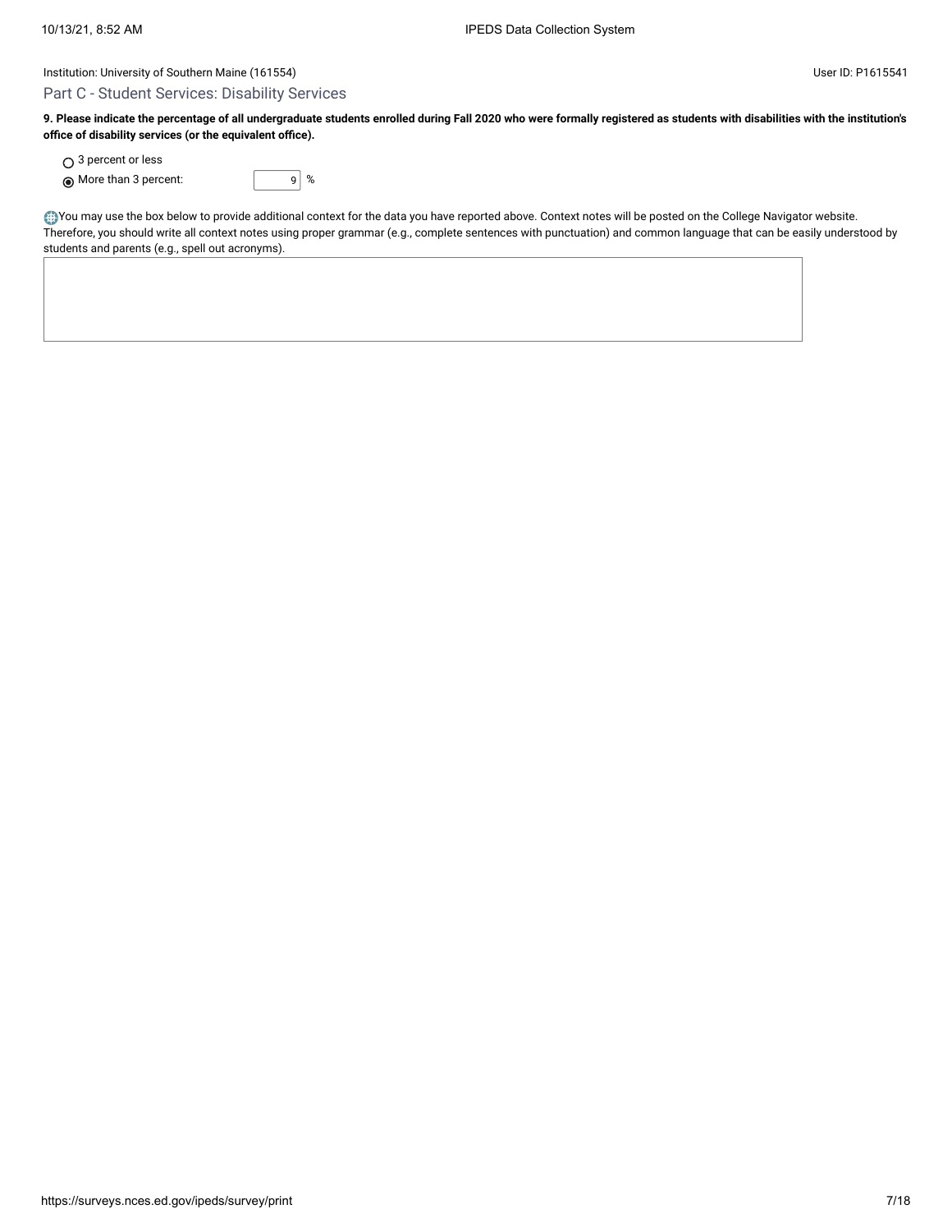Institution: University of Southern Maine (161554)

User ID: P1615541

## Part C - Student Services: Disability Services

**9. Please indicate the percentage of all undergraduate students enrolled during Fall 2020 who were formally registered as students with disabilities with the institution's office of disability services (or the equivalent office).**

- ○ 3 percent or less
- ◉ More than 3 percent: 9 %

You may use the box below to provide additional context for the data you have reported above. Context notes will be posted on the College Navigator website. Therefore, you should write all context notes using proper grammar (e.g., complete sentences with punctuation) and common language that can be easily understood by students and parents (e.g., spell out acronyms).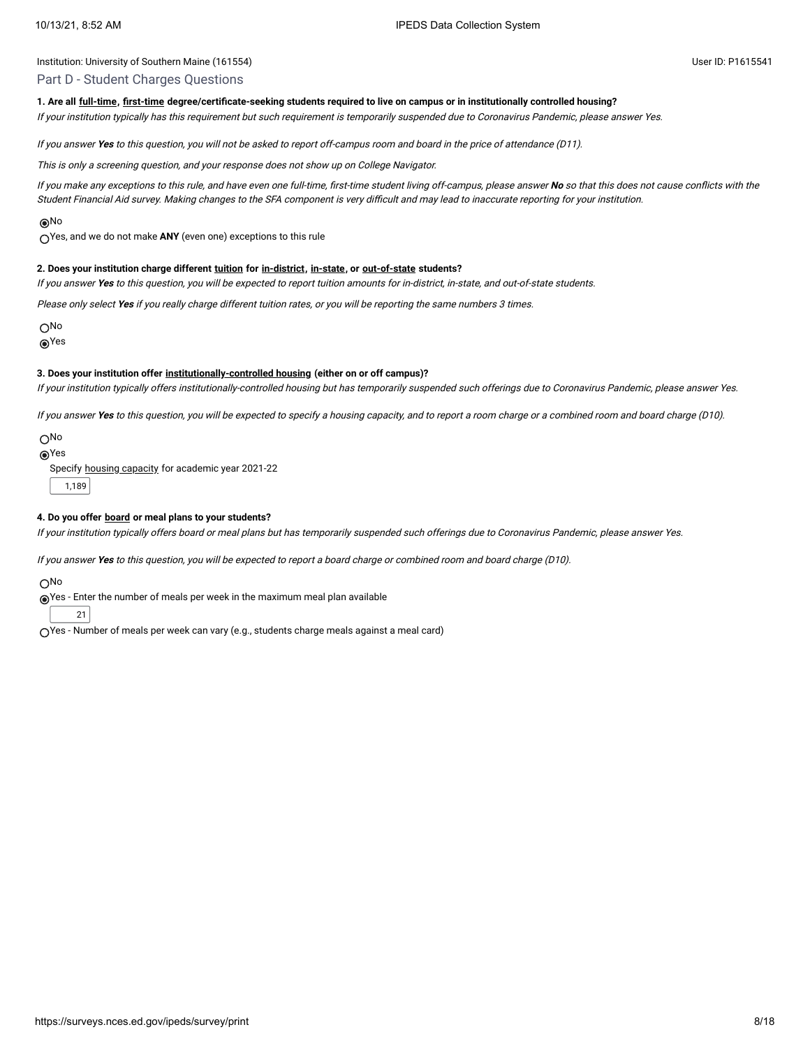Institution: University of Southern Maine (161554)

User ID: P1615541

## Part D - Student Charges Questions

**1. Are all full-time, first-time degree/certificate-seeking students required to live on campus or in institutionally controlled housing?**

*If your institution typically has this requirement but such requirement is temporarily suspended due to Coronavirus Pandemic, please answer Yes.*

*If you answer **Yes** to this question, you will not be asked to report off-campus room and board in the price of attendance (D11).*

*This is only a screening question, and your response does not show up on College Navigator.*

*If you make any exceptions to this rule, and have even one full-time, first-time student living off-campus, please answer **No** so that this does not cause conflicts with the Student Financial Aid survey. Making changes to the SFA component is very difficult and may lead to inaccurate reporting for your institution.*

- (◉) No
- ( ) Yes, and we do not make **ANY** (even one) exceptions to this rule

**2. Does your institution charge different tuition for in-district, in-state, or out-of-state students?**

*If you answer **Yes** to this question, you will be expected to report tuition amounts for in-district, in-state, and out-of-state students.*

*Please only select **Yes** if you really charge different tuition rates, or you will be reporting the same numbers 3 times.*

- ( ) No
- (◉) Yes

**3. Does your institution offer institutionally-controlled housing (either on or off campus)?**

*If your institution typically offers institutionally-controlled housing but has temporarily suspended such offerings due to Coronavirus Pandemic, please answer Yes.*

*If you answer **Yes** to this question, you will be expected to specify a housing capacity, and to report a room charge or a combined room and board charge (D10).*

- ( ) No
- (◉) Yes

  Specify housing capacity for academic year 2021-22

  1,189

**4. Do you offer board or meal plans to your students?**

*If your institution typically offers board or meal plans but has temporarily suspended such offerings due to Coronavirus Pandemic, please answer Yes.*

*If you answer **Yes** to this question, you will be expected to report a board charge or combined room and board charge (D10).*

- ( ) No
- (◉) Yes - Enter the number of meals per week in the maximum meal plan available

  21

- ( ) Yes - Number of meals per week can vary (e.g., students charge meals against a meal card)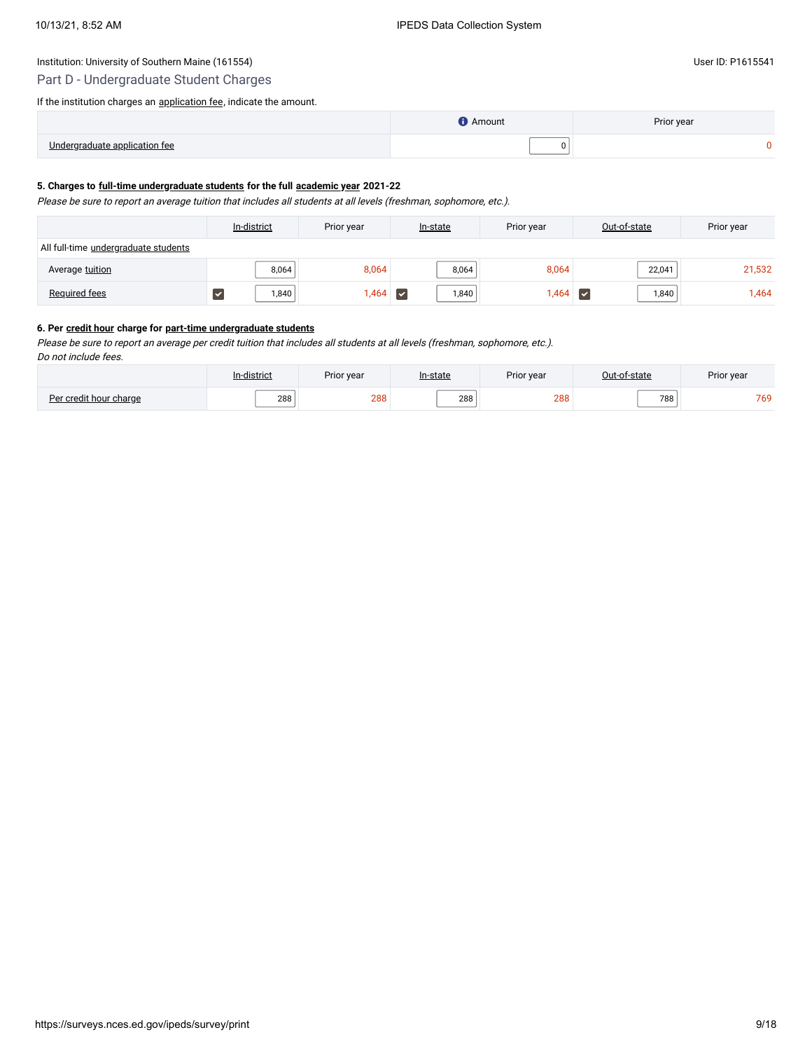Institution: University of Southern Maine (161554)

User ID: P1615541

## Part D - Undergraduate Student Charges

If the institution charges an application fee, indicate the amount.

| | Amount | Prior year |
|---|---|---|
| Undergraduate application fee | 0 | 0 |

**5. Charges to full-time undergraduate students for the full academic year 2021-22**

*Please be sure to report an average tuition that includes all students at all levels (freshman, sophomore, etc.).*

| | In-district | Prior year | In-state | Prior year | Out-of-state | Prior year |
|---|---|---|---|---|---|---|
| All full-time undergraduate students | | | | | | |
| Average tuition | 8,064 | 8,064 | 8,064 | 8,064 | 22,041 | 21,532 |
| Required fees | ☑ 1,840 | 1,464 | ☑ 1,840 | 1,464 | ☑ 1,840 | 1,464 |

**6. Per credit hour charge for part-time undergraduate students**

*Please be sure to report an average per credit tuition that includes all students at all levels (freshman, sophomore, etc.).*
*Do not include fees.*

| | In-district | Prior year | In-state | Prior year | Out-of-state | Prior year |
|---|---|---|---|---|---|---|
| Per credit hour charge | 288 | 288 | 288 | 288 | 788 | 769 |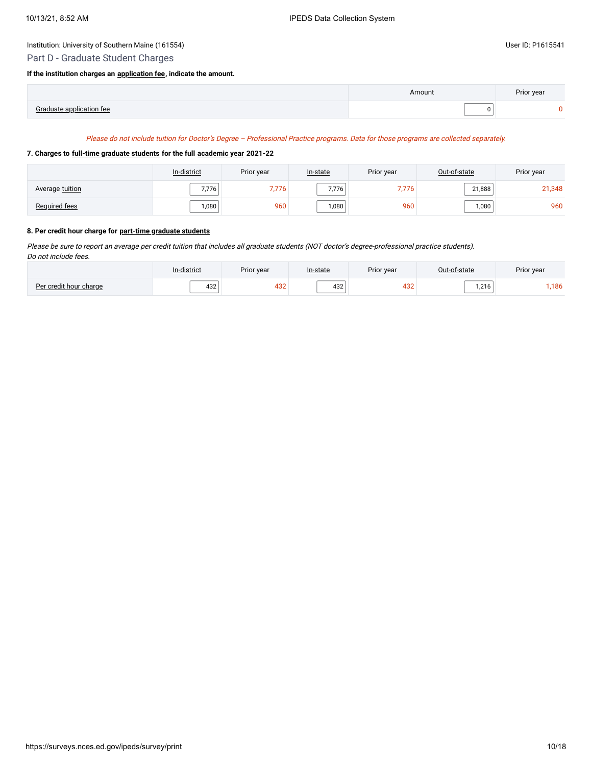Institution: University of Southern Maine (161554)

User ID: P1615541

## Part D - Graduate Student Charges

**If the institution charges an application fee, indicate the amount.**

| | Amount | Prior year |
|---|---|---|
| Graduate application fee | 0 | 0 |

*Please do not include tuition for Doctor's Degree – Professional Practice programs. Data for those programs are collected separately.*

**7. Charges to full-time graduate students for the full academic year 2021-22**

| | In-district | Prior year | In-state | Prior year | Out-of-state | Prior year |
|---|---|---|---|---|---|---|
| Average tuition | 7,776 | 7,776 | 7,776 | 7,776 | 21,888 | 21,348 |
| Required fees | 1,080 | 960 | 1,080 | 960 | 1,080 | 960 |

**8. Per credit hour charge for part-time graduate students**

*Please be sure to report an average per credit tuition that includes all graduate students (NOT doctor's degree-professional practice students).*
*Do not include fees.*

| | In-district | Prior year | In-state | Prior year | Out-of-state | Prior year |
|---|---|---|---|---|---|---|
| Per credit hour charge | 432 | 432 | 432 | 432 | 1,216 | 1,186 |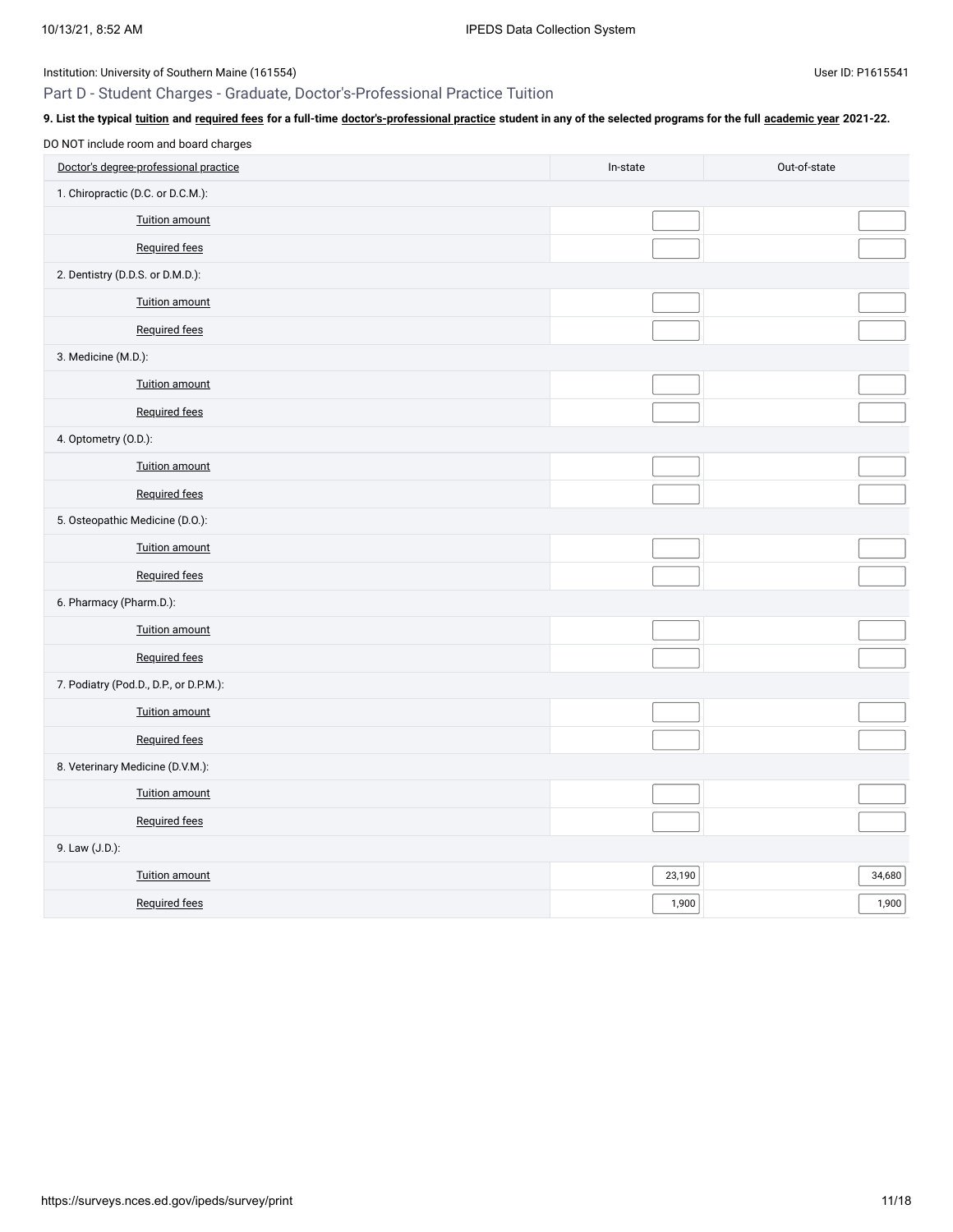Institution: University of Southern Maine (161554)

User ID: P1615541

## Part D - Student Charges - Graduate, Doctor's-Professional Practice Tuition

**9. List the typical tuition and required fees for a full-time doctor's-professional practice student in any of the selected programs for the full academic year 2021-22.**

DO NOT include room and board charges

| Doctor's degree-professional practice | In-state | Out-of-state |
|---|---|---|
| 1. Chiropractic (D.C. or D.C.M.): | | |
| Tuition amount | | |
| Required fees | | |
| 2. Dentistry (D.D.S. or D.M.D.): | | |
| Tuition amount | | |
| Required fees | | |
| 3. Medicine (M.D.): | | |
| Tuition amount | | |
| Required fees | | |
| 4. Optometry (O.D.): | | |
| Tuition amount | | |
| Required fees | | |
| 5. Osteopathic Medicine (D.O.): | | |
| Tuition amount | | |
| Required fees | | |
| 6. Pharmacy (Pharm.D.): | | |
| Tuition amount | | |
| Required fees | | |
| 7. Podiatry (Pod.D., D.P., or D.P.M.): | | |
| Tuition amount | | |
| Required fees | | |
| 8. Veterinary Medicine (D.V.M.): | | |
| Tuition amount | | |
| Required fees | | |
| 9. Law (J.D.): | | |
| Tuition amount | 23,190 | 34,680 |
| Required fees | 1,900 | 1,900 |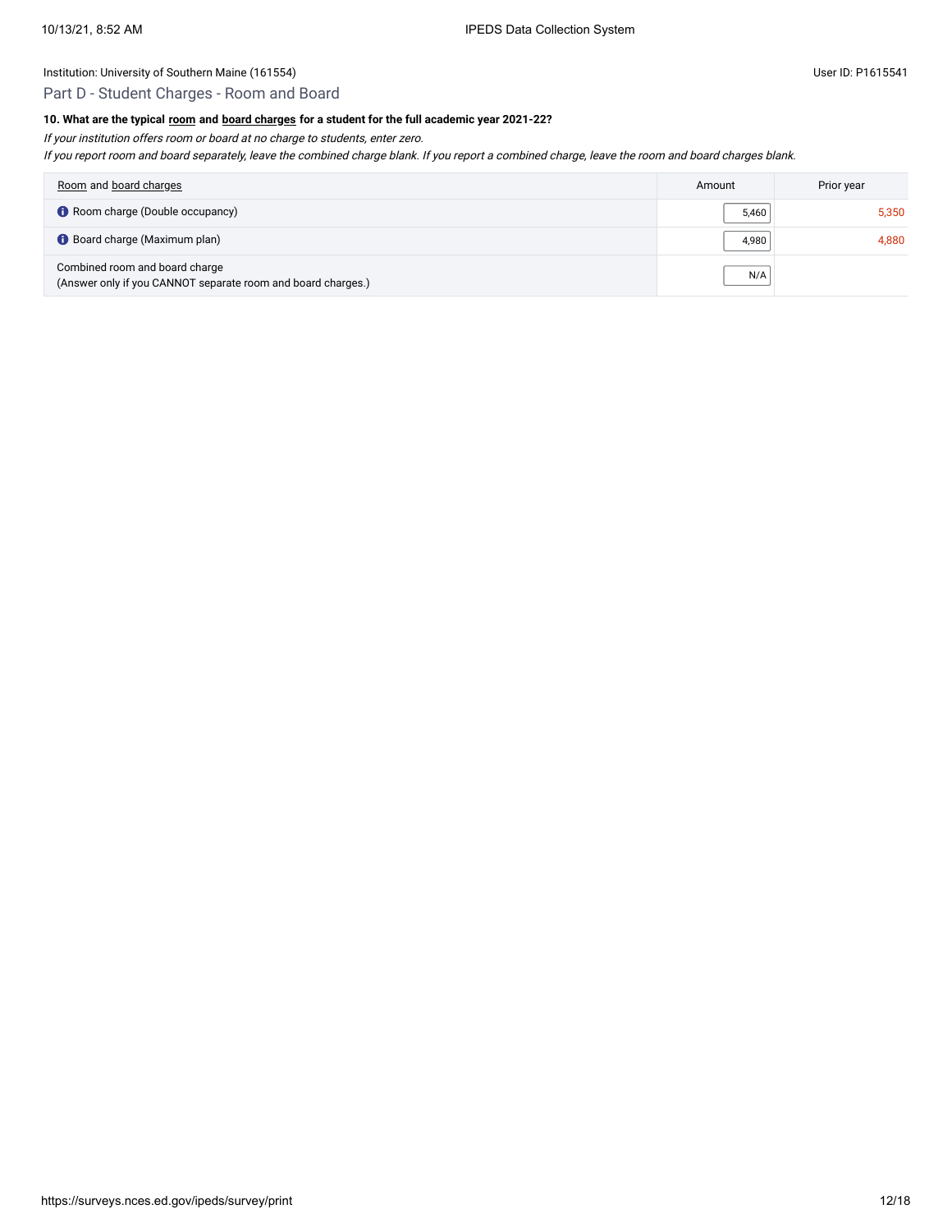Institution: University of Southern Maine (161554)

User ID: P1615541

## Part D - Student Charges - Room and Board

**10. What are the typical room and board charges for a student for the full academic year 2021-22?**

*If your institution offers room or board at no charge to students, enter zero.*

*If you report room and board separately, leave the combined charge blank. If you report a combined charge, leave the room and board charges blank.*

| Room and board charges | Amount | Prior year |
|---|---|---|
| Room charge (Double occupancy) | 5,460 | 5,350 |
| Board charge (Maximum plan) | 4,980 | 4,880 |
| Combined room and board charge (Answer only if you CANNOT separate room and board charges.) | N/A | |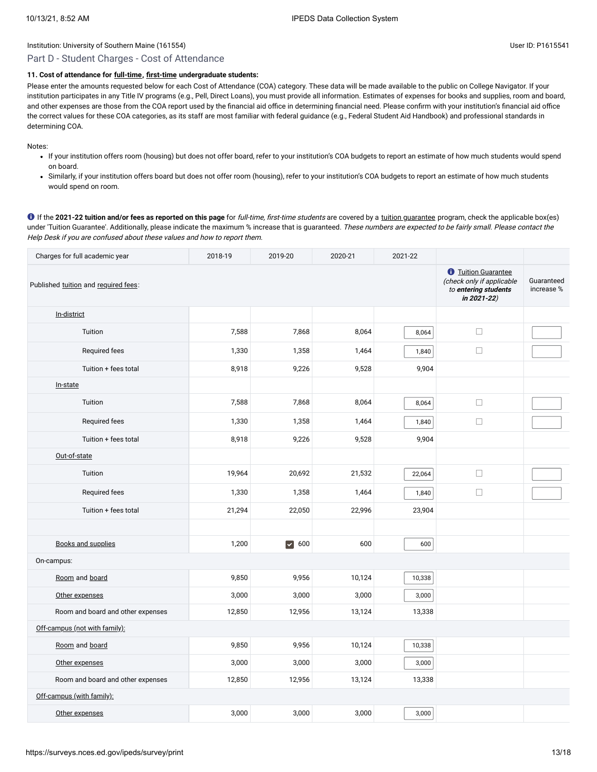Institution: University of Southern Maine (161554)

User ID: P1615541

## Part D - Student Charges - Cost of Attendance

**11. Cost of attendance for full-time, first-time undergraduate students:**

Please enter the amounts requested below for each Cost of Attendance (COA) category. These data will be made available to the public on College Navigator. If your institution participates in any Title IV programs (e.g., Pell, Direct Loans), you must provide all information. Estimates of expenses for books and supplies, room and board, and other expenses are those from the COA report used by the financial aid office in determining financial need. Please confirm with your institution's financial aid office the correct values for these COA categories, as its staff are most familiar with federal guidance (e.g., Federal Student Aid Handbook) and professional standards in determining COA.

Notes:

- If your institution offers room (housing) but does not offer board, refer to your institution's COA budgets to report an estimate of how much students would spend on board.
- Similarly, if your institution offers board but does not offer room (housing), refer to your institution's COA budgets to report an estimate of how much students would spend on room.

If the **2021-22 tuition and/or fees as reported on this page** for *full-time, first-time students* are covered by a tuition guarantee program, check the applicable box(es) under 'Tuition Guarantee'. Additionally, please indicate the maximum % increase that is guaranteed. *These numbers are expected to be fairly small. Please contact the Help Desk if you are confused about these values and how to report them.*

| Charges for full academic year | 2018-19 | 2019-20 | 2020-21 | 2021-22 | | |
|---|---|---|---|---|---|---|
| Published tuition and required fees: | | | | | Tuition Guarantee *(check only if applicable to **entering students in 2021-22**)* | Guaranteed increase % |
| In-district | | | | | | |
| Tuition | 7,588 | 7,868 | 8,064 | 8,064 | ☐ | |
| Required fees | 1,330 | 1,358 | 1,464 | 1,840 | ☐ | |
| Tuition + fees total | 8,918 | 9,226 | 9,528 | 9,904 | | |
| In-state | | | | | | |
| Tuition | 7,588 | 7,868 | 8,064 | 8,064 | ☐ | |
| Required fees | 1,330 | 1,358 | 1,464 | 1,840 | ☐ | |
| Tuition + fees total | 8,918 | 9,226 | 9,528 | 9,904 | | |
| Out-of-state | | | | | | |
| Tuition | 19,964 | 20,692 | 21,532 | 22,064 | ☐ | |
| Required fees | 1,330 | 1,358 | 1,464 | 1,840 | ☐ | |
| Tuition + fees total | 21,294 | 22,050 | 22,996 | 23,904 | | |
| | | | | | | |
| Books and supplies | 1,200 | ☑ 600 | 600 | 600 | | |
| On-campus: | | | | | | |
| Room and board | 9,850 | 9,956 | 10,124 | 10,338 | | |
| Other expenses | 3,000 | 3,000 | 3,000 | 3,000 | | |
| Room and board and other expenses | 12,850 | 12,956 | 13,124 | 13,338 | | |
| Off-campus (not with family): | | | | | | |
| Room and board | 9,850 | 9,956 | 10,124 | 10,338 | | |
| Other expenses | 3,000 | 3,000 | 3,000 | 3,000 | | |
| Room and board and other expenses | 12,850 | 12,956 | 13,124 | 13,338 | | |
| Off-campus (with family): | | | | | | |
| Other expenses | 3,000 | 3,000 | 3,000 | 3,000 | | |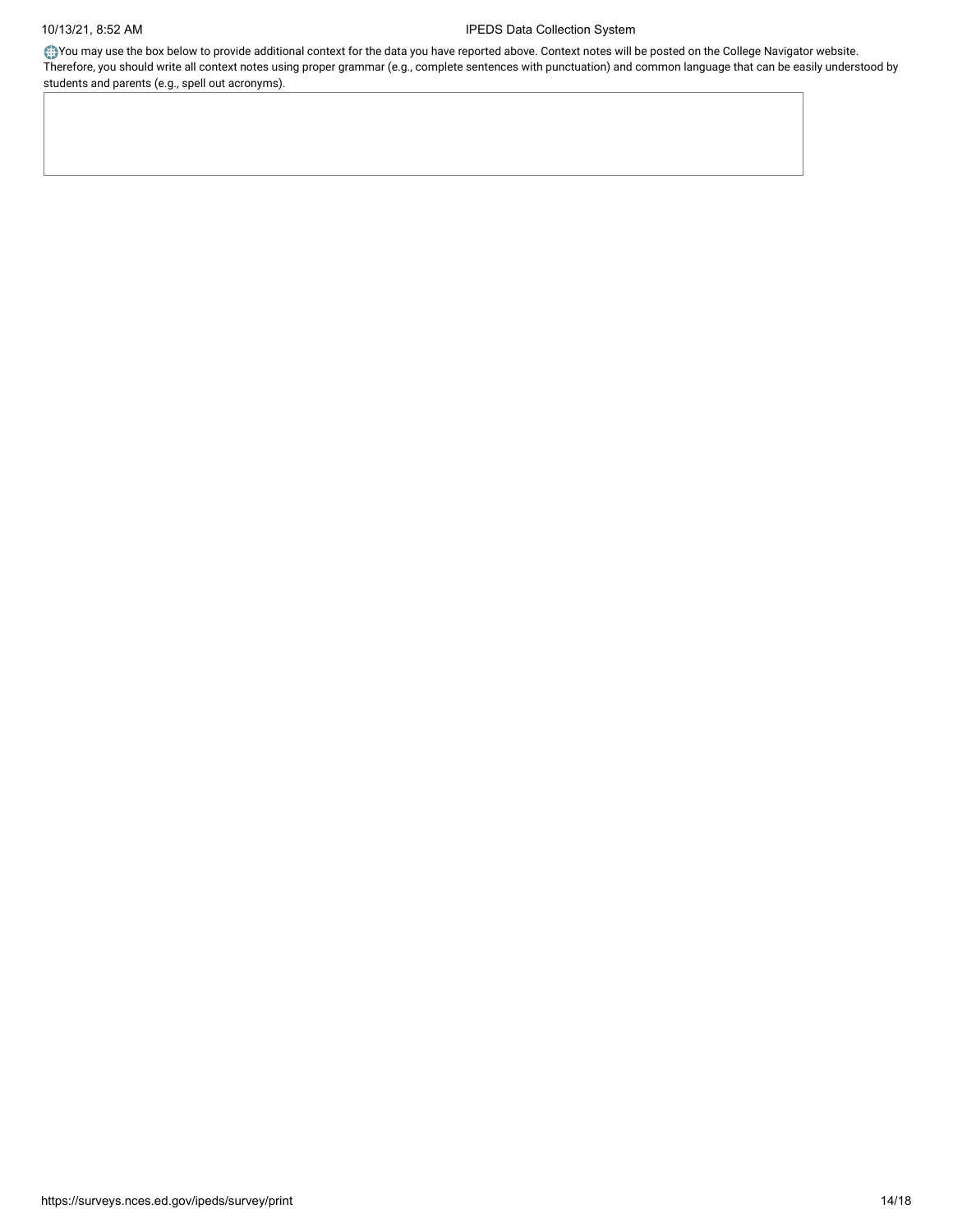You may use the box below to provide additional context for the data you have reported above. Context notes will be posted on the College Navigator website. Therefore, you should write all context notes using proper grammar (e.g., complete sentences with punctuation) and common language that can be easily understood by students and parents (e.g., spell out acronyms).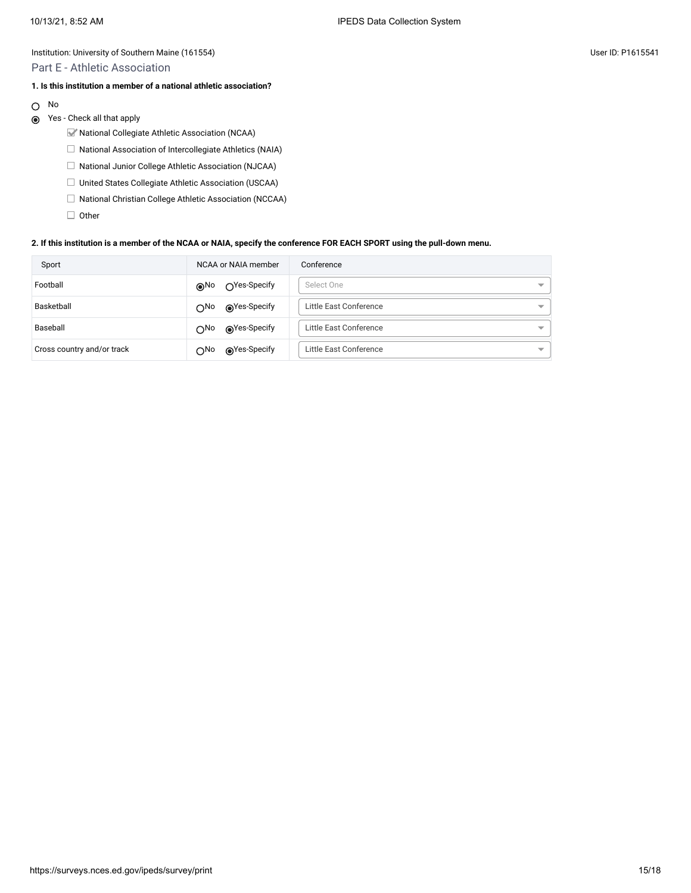Institution: University of Southern Maine (161554)

User ID: P1615541

## Part E - Athletic Association

**1. Is this institution a member of a national athletic association?**

- ○ No
- ◉ Yes - Check all that apply
  - ☑ National Collegiate Athletic Association (NCAA)
  - ☐ National Association of Intercollegiate Athletics (NAIA)
  - ☐ National Junior College Athletic Association (NJCAA)
  - ☐ United States Collegiate Athletic Association (USCAA)
  - ☐ National Christian College Athletic Association (NCCAA)
  - ☐ Other

**2. If this institution is a member of the NCAA or NAIA, specify the conference FOR EACH SPORT using the pull-down menu.**

| Sport | NCAA or NAIA member | Conference |
|---|---|---|
| Football | ◉No ○Yes-Specify | Select One |
| Basketball | ○No ◉Yes-Specify | Little East Conference |
| Baseball | ○No ◉Yes-Specify | Little East Conference |
| Cross country and/or track | ○No ◉Yes-Specify | Little East Conference |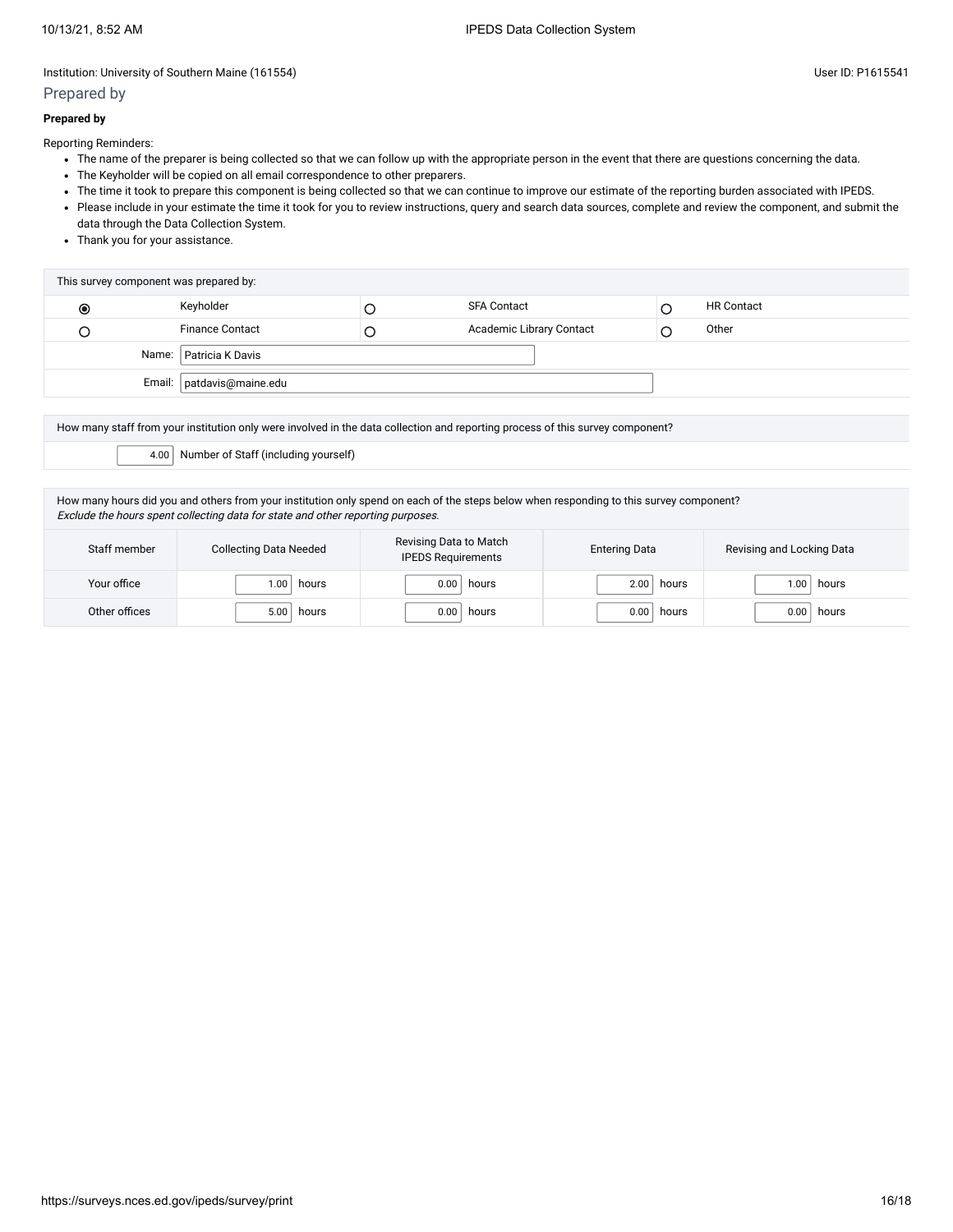Institution: University of Southern Maine (161554)

User ID: P1615541

## Prepared by

**Prepared by**

Reporting Reminders:

- The name of the preparer is being collected so that we can follow up with the appropriate person in the event that there are questions concerning the data.
- The Keyholder will be copied on all email correspondence to other preparers.
- The time it took to prepare this component is being collected so that we can continue to improve our estimate of the reporting burden associated with IPEDS.
- Please include in your estimate the time it took for you to review instructions, query and search data sources, complete and review the component, and submit the data through the Data Collection System.
- Thank you for your assistance.

| This survey component was prepared by: | | | | | |
|---|---|---|---|---|---|
| ◉ | Keyholder | ○ | SFA Contact | ○ | HR Contact |
| ○ | Finance Contact | ○ | Academic Library Contact | ○ | Other |
| Name: | Patricia K Davis | | | | |
| Email: | patdavis@maine.edu | | | | |

| How many staff from your institution only were involved in the data collection and reporting process of this survey component? | |
|---|---|
| 4.00 | Number of Staff (including yourself) |

How many hours did you and others from your institution only spend on each of the steps below when responding to this survey component?
*Exclude the hours spent collecting data for state and other reporting purposes.*

| Staff member | Collecting Data Needed | Revising Data to Match IPEDS Requirements | Entering Data | Revising and Locking Data |
|---|---|---|---|---|
| Your office | 1.00 hours | 0.00 hours | 2.00 hours | 1.00 hours |
| Other offices | 5.00 hours | 0.00 hours | 0.00 hours | 0.00 hours |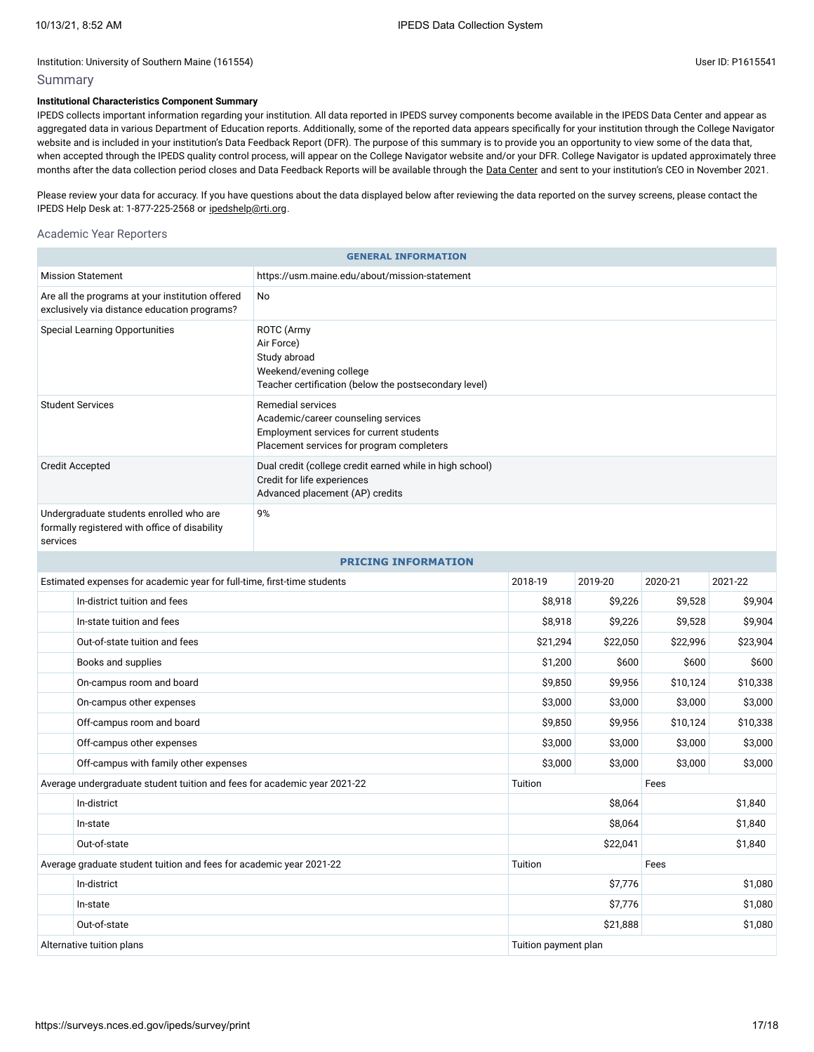Institution: University of Southern Maine (161554)

User ID: P1615541

## Summary

**Institutional Characteristics Component Summary**

IPEDS collects important information regarding your institution. All data reported in IPEDS survey components become available in the IPEDS Data Center and appear as aggregated data in various Department of Education reports. Additionally, some of the reported data appears specifically for your institution through the College Navigator website and is included in your institution's Data Feedback Report (DFR). The purpose of this summary is to provide you an opportunity to view some of the data that, when accepted through the IPEDS quality control process, will appear on the College Navigator website and/or your DFR. College Navigator is updated approximately three months after the data collection period closes and Data Feedback Reports will be available through the Data Center and sent to your institution's CEO in November 2021.

Please review your data for accuracy. If you have questions about the data displayed below after reviewing the data reported on the survey screens, please contact the IPEDS Help Desk at: 1-877-225-2568 or ipedshelp@rti.org.

### Academic Year Reporters

| GENERAL INFORMATION | |
|---|---|
| Mission Statement | https://usm.maine.edu/about/mission-statement |
| Are all the programs at your institution offered exclusively via distance education programs? | No |
| Special Learning Opportunities | ROTC (Army<br>Air Force)<br>Study abroad<br>Weekend/evening college<br>Teacher certification (below the postsecondary level) |
| Student Services | Remedial services<br>Academic/career counseling services<br>Employment services for current students<br>Placement services for program completers |
| Credit Accepted | Dual credit (college credit earned while in high school)<br>Credit for life experiences<br>Advanced placement (AP) credits |
| Undergraduate students enrolled who are formally registered with office of disability services | 9% |

| PRICING INFORMATION | | | | |
|---|---|---|---|---|
| Estimated expenses for academic year for full-time, first-time students | 2018-19 | 2019-20 | 2020-21 | 2021-22 |
| In-district tuition and fees | $8,918 | $9,226 | $9,528 | $9,904 |
| In-state tuition and fees | $8,918 | $9,226 | $9,528 | $9,904 |
| Out-of-state tuition and fees | $21,294 | $22,050 | $22,996 | $23,904 |
| Books and supplies | $1,200 | $600 | $600 | $600 |
| On-campus room and board | $9,850 | $9,956 | $10,124 | $10,338 |
| On-campus other expenses | $3,000 | $3,000 | $3,000 | $3,000 |
| Off-campus room and board | $9,850 | $9,956 | $10,124 | $10,338 |
| Off-campus other expenses | $3,000 | $3,000 | $3,000 | $3,000 |
| Off-campus with family other expenses | $3,000 | $3,000 | $3,000 | $3,000 |

| Average undergraduate student tuition and fees for academic year 2021-22 | Tuition | Fees |
|---|---|---|
| In-district | $8,064 | $1,840 |
| In-state | $8,064 | $1,840 |
| Out-of-state | $22,041 | $1,840 |
| **Average graduate student tuition and fees for academic year 2021-22** | **Tuition** | **Fees** |
| In-district | $7,776 | $1,080 |
| In-state | $7,776 | $1,080 |
| Out-of-state | $21,888 | $1,080 |
| Alternative tuition plans | Tuition payment plan | |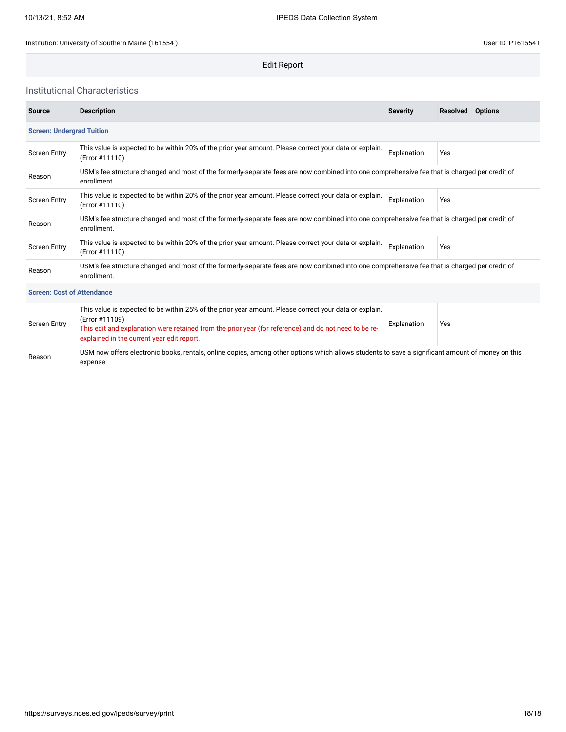Institution: University of Southern Maine (161554 )

User ID: P1615541

Edit Report

## Institutional Characteristics

| Source | Description | Severity | Resolved | Options |
|---|---|---|---|---|
| **Screen: Undergrad Tuition** | | | | |
| Screen Entry | This value is expected to be within 20% of the prior year amount. Please correct your data or explain. (Error #11110) | Explanation | Yes | |
| Reason | USM's fee structure changed and most of the formerly-separate fees are now combined into one comprehensive fee that is charged per credit of enrollment. | | | |
| Screen Entry | This value is expected to be within 20% of the prior year amount. Please correct your data or explain. (Error #11110) | Explanation | Yes | |
| Reason | USM's fee structure changed and most of the formerly-separate fees are now combined into one comprehensive fee that is charged per credit of enrollment. | | | |
| Screen Entry | This value is expected to be within 20% of the prior year amount. Please correct your data or explain. (Error #11110) | Explanation | Yes | |
| Reason | USM's fee structure changed and most of the formerly-separate fees are now combined into one comprehensive fee that is charged per credit of enrollment. | | | |
| **Screen: Cost of Attendance** | | | | |
| Screen Entry | This value is expected to be within 25% of the prior year amount. Please correct your data or explain. (Error #11109) This edit and explanation were retained from the prior year (for reference) and do not need to be re-explained in the current year edit report. | Explanation | Yes | |
| Reason | USM now offers electronic books, rentals, online copies, among other options which allows students to save a significant amount of money on this expense. | | | |